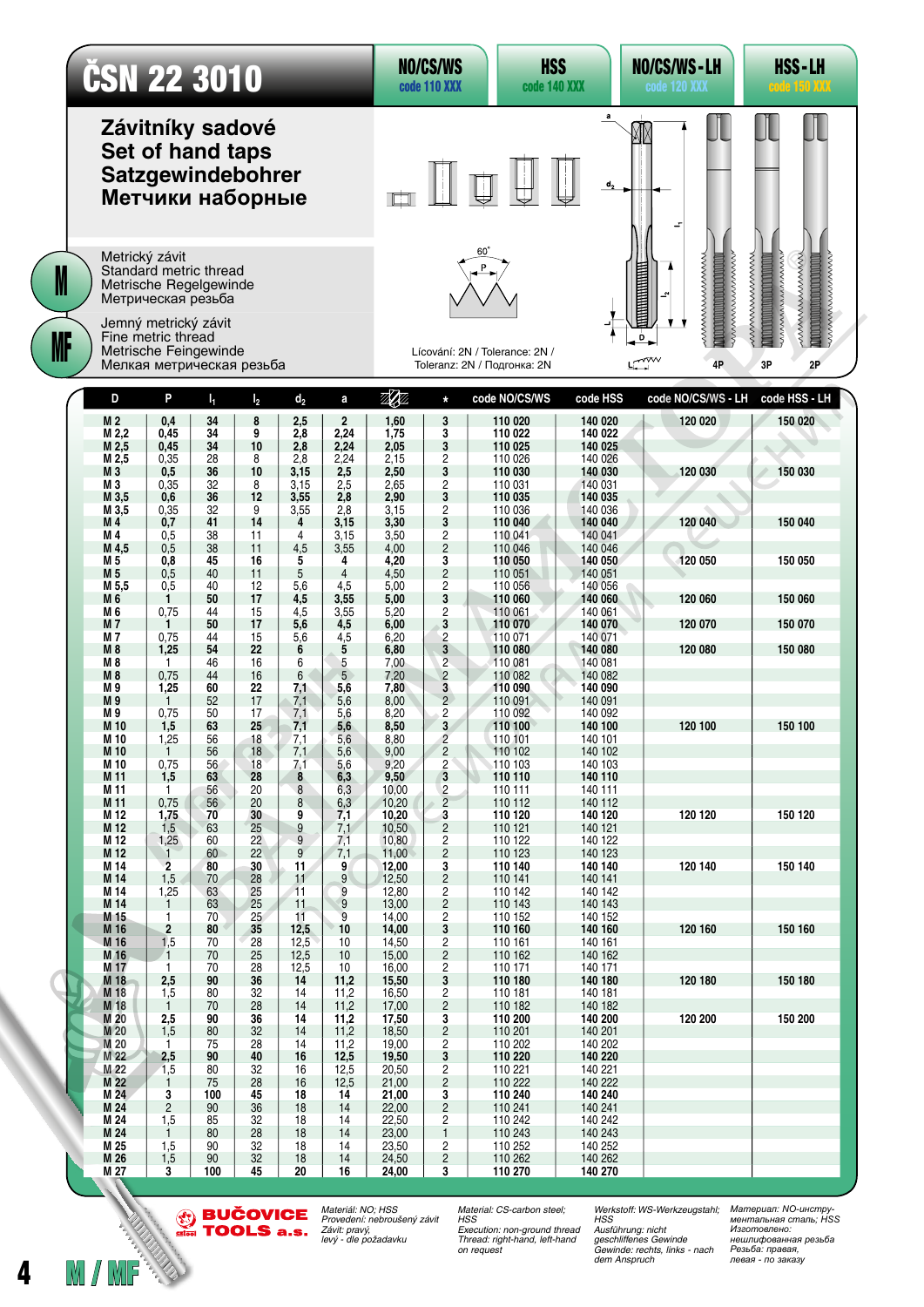# ČSN 22 3010

| NO/CS/WS | HSS | NO/CS/WS - LH | HSS - LH |
|---|---|---|---|
| code 110 XXX | code 140 XXX | code 120 XXX | code 150 XXX |

## Závitníky sadové
## Set of hand taps
## Satzgewindebohrer
## Метчики наборные

**M**
Metrický závit
Standard metric thread
Metrische Regelgewinde
Метрическая резьба

**MF**
Jemný metrický závit
Fine metric thread
Metrische Feingewinde
Мелкая метрическая резьба

60°
P

Lícování: 2N / Tolerance: 2N / Toleranz: 2N / Подгонка: 2N

a
$d_2$
$l_1$
$l_2$
D
4P 3P 2P

| D | P | $l_1$ | $l_2$ | $d_2$ | a | | * | code NO/CS/WS | code HSS | code NO/CS/WS - LH | code HSS - LH |
|---|---|---|---|---|---|---|---|---|---|---|---|
| M 2 | 0,4 | 34 | 8 | 2,5 | 2 | 1,60 | 3 | 110 020 | 140 020 | 120 020 | 150 020 |
| M 2,2 | 0,45 | 34 | 9 | 2,8 | 2,24 | 1,75 | 3 | 110 022 | 140 022 | | |
| M 2,5 | 0,45 | 34 | 10 | 2,8 | 2,24 | 2,05 | 3 | 110 025 | 140 025 | | |
| M 2,5 | 0,35 | 28 | 8 | 2,8 | 2,24 | 2,15 | 2 | 110 026 | 140 026 | | |
| M 3 | 0,5 | 36 | 10 | 3,15 | 2,5 | 2,50 | 3 | 110 030 | 140 030 | 120 030 | 150 030 |
| M 3 | 0,35 | 32 | 8 | 3,15 | 2,5 | 2,65 | 2 | 110 031 | 140 031 | | |
| M 3,5 | 0,6 | 36 | 12 | 3,55 | 2,8 | 2,90 | 3 | 110 035 | 140 035 | | |
| M 3,5 | 0,35 | 32 | 9 | 3,55 | 2,8 | 3,15 | 2 | 110 036 | 140 036 | | |
| M 4 | 0,7 | 41 | 14 | 4 | 3,15 | 3,30 | 3 | 110 040 | 140 040 | 120 040 | 150 040 |
| M 4 | 0,5 | 38 | 11 | 4 | 3,15 | 3,50 | 2 | 110 041 | 140 041 | | |
| M 4,5 | 0,5 | 38 | 11 | 4,5 | 3,55 | 4,00 | 2 | 110 046 | 140 046 | | |
| M 5 | 0,8 | 45 | 16 | 5 | 4 | 4,20 | 3 | 110 050 | 140 050 | 120 050 | 150 050 |
| M 5 | 0,5 | 40 | 11 | 5 | 4 | 4,50 | 2 | 110 051 | 140 051 | | |
| M 5,5 | 0,5 | 40 | 12 | 5,6 | 4,5 | 5,00 | 2 | 110 056 | 140 056 | | |
| M 6 | 1 | 50 | 17 | 4,5 | 3,55 | 5,00 | 3 | 110 060 | 140 060 | 120 060 | 150 060 |
| M 6 | 0,75 | 44 | 15 | 4,5 | 3,55 | 5,20 | 2 | 110 061 | 140 061 | | |
| M 7 | 1 | 50 | 17 | 5,6 | 4,5 | 6,00 | 3 | 110 070 | 140 070 | 120 070 | 150 070 |
| M 7 | 0,75 | 44 | 15 | 5,6 | 4,5 | 6,20 | 2 | 110 071 | 140 071 | | |
| M 8 | 1,25 | 54 | 22 | 6 | 5 | 6,80 | 3 | 110 080 | 140 080 | 120 080 | 150 080 |
| M 8 | 1 | 46 | 16 | 6 | 5 | 7,00 | 2 | 110 081 | 140 081 | | |
| M 8 | 0,75 | 44 | 16 | 6 | 5 | 7,20 | 2 | 110 082 | 140 082 | | |
| M 9 | 1,25 | 60 | 22 | 7,1 | 5,6 | 7,80 | 3 | 110 090 | 140 090 | | |
| M 9 | 1 | 52 | 17 | 7,1 | 5,6 | 8,00 | 2 | 110 091 | 140 091 | | |
| M 9 | 0,75 | 50 | 17 | 7,1 | 5,6 | 8,20 | 2 | 110 092 | 140 092 | | |
| M 10 | 1,5 | 63 | 25 | 7,1 | 5,6 | 8,50 | 3 | 110 100 | 140 100 | 120 100 | 150 100 |
| M 10 | 1,25 | 56 | 18 | 7,1 | 5,6 | 8,80 | 2 | 110 101 | 140 101 | | |
| M 10 | 1 | 56 | 18 | 7,1 | 5,6 | 9,00 | 2 | 110 102 | 140 102 | | |
| M 10 | 0,75 | 56 | 18 | 7,1 | 5,6 | 9,20 | 2 | 110 103 | 140 103 | | |
| M 11 | 1,5 | 63 | 28 | 8 | 6,3 | 9,50 | 3 | 110 110 | 140 110 | | |
| M 11 | 1 | 56 | 20 | 8 | 6,3 | 10,00 | 2 | 110 111 | 140 111 | | |
| M 11 | 0,75 | 56 | 20 | 8 | 6,3 | 10,20 | 2 | 110 112 | 140 112 | | |
| M 12 | 1,75 | 70 | 30 | 9 | 7,1 | 10,20 | 3 | 110 120 | 140 120 | 120 120 | 150 120 |
| M 12 | 1,5 | 63 | 25 | 9 | 7,1 | 10,50 | 2 | 110 121 | 140 121 | | |
| M 12 | 1,25 | 60 | 22 | 9 | 7,1 | 10,80 | 2 | 110 122 | 140 122 | | |
| M 12 | 1 | 60 | 22 | 9 | 7,1 | 11,00 | 2 | 110 123 | 140 123 | | |
| M 14 | 2 | 80 | 30 | 11 | 9 | 12,00 | 3 | 110 140 | 140 140 | 120 140 | 150 140 |
| M 14 | 1,5 | 70 | 28 | 11 | 9 | 12,50 | 2 | 110 141 | 140 141 | | |
| M 14 | 1,25 | 63 | 25 | 11 | 9 | 12,80 | 2 | 110 142 | 140 142 | | |
| M 14 | 1 | 63 | 25 | 11 | 9 | 13,00 | 2 | 110 143 | 140 143 | | |
| M 15 | 1 | 70 | 25 | 11 | 9 | 14,00 | 2 | 110 152 | 140 152 | | |
| M 16 | 2 | 80 | 35 | 12,5 | 10 | 14,00 | 3 | 110 160 | 140 160 | 120 160 | 150 160 |
| M 16 | 1,5 | 70 | 28 | 12,5 | 10 | 14,50 | 2 | 110 161 | 140 161 | | |
| M 16 | 1 | 70 | 25 | 12,5 | 10 | 15,00 | 2 | 110 162 | 140 162 | | |
| M 17 | 1 | 70 | 28 | 12,5 | 10 | 16,00 | 2 | 110 171 | 140 171 | | |
| M 18 | 2,5 | 90 | 36 | 14 | 11,2 | 15,50 | 3 | 110 180 | 140 180 | 120 180 | 150 180 |
| M 18 | 1,5 | 80 | 32 | 14 | 11,2 | 16,50 | 2 | 110 181 | 140 181 | | |
| M 18 | 1 | 70 | 28 | 14 | 11,2 | 17,00 | 2 | 110 182 | 140 182 | | |
| M 20 | 2,5 | 90 | 36 | 14 | 11,2 | 17,50 | 3 | 110 200 | 140 200 | 120 200 | 150 200 |
| M 20 | 1,5 | 80 | 32 | 14 | 11,2 | 18,50 | 2 | 110 201 | 140 201 | | |
| M 20 | 1 | 75 | 28 | 14 | 11,2 | 19,00 | 2 | 110 202 | 140 202 | | |
| M 22 | 2,5 | 90 | 40 | 16 | 12,5 | 19,50 | 3 | 110 220 | 140 220 | | |
| M 22 | 1,5 | 80 | 32 | 16 | 12,5 | 20,50 | 2 | 110 221 | 140 221 | | |
| M 22 | 1 | 75 | 28 | 16 | 12,5 | 21,00 | 2 | 110 222 | 140 222 | | |
| M 24 | 3 | 100 | 45 | 18 | 14 | 21,00 | 3 | 110 240 | 140 240 | | |
| M 24 | 2 | 90 | 36 | 18 | 14 | 22,00 | 2 | 110 241 | 140 241 | | |
| M 24 | 1,5 | 85 | 32 | 18 | 14 | 22,50 | 2 | 110 242 | 140 242 | | |
| M 24 | 1 | 80 | 28 | 18 | 14 | 23,00 | 1 | 110 243 | 140 243 | | |
| M 25 | 1,5 | 90 | 32 | 18 | 14 | 23,50 | 2 | 110 252 | 140 252 | | |
| M 26 | 1,5 | 90 | 32 | 18 | 14 | 24,50 | 2 | 110 262 | 140 262 | | |
| M 27 | 3 | 100 | 45 | 20 | 16 | 24,00 | 3 | 110 270 | 140 270 | | |

BUČOVICE TOOLS a.s.

Materiál: NO; HSS
Provedení: nebroušený závit
Závit: pravý,
levý - dle požadavku

Material: CS-carbon steel; HSS
Execution: non-ground thread
Thread: right-hand, left-hand on request

Werkstoff: WS-Werkzeugstahl; HSS
Ausführung: nicht geschliffenes Gewinde
Gewinde: rechts, links - nach dem Anspruch

Материал: NO-инструментальная сталь; HSS
Изготовлено: нешлифованная резьба
Резьба: правая, левая - по заказу

M / MF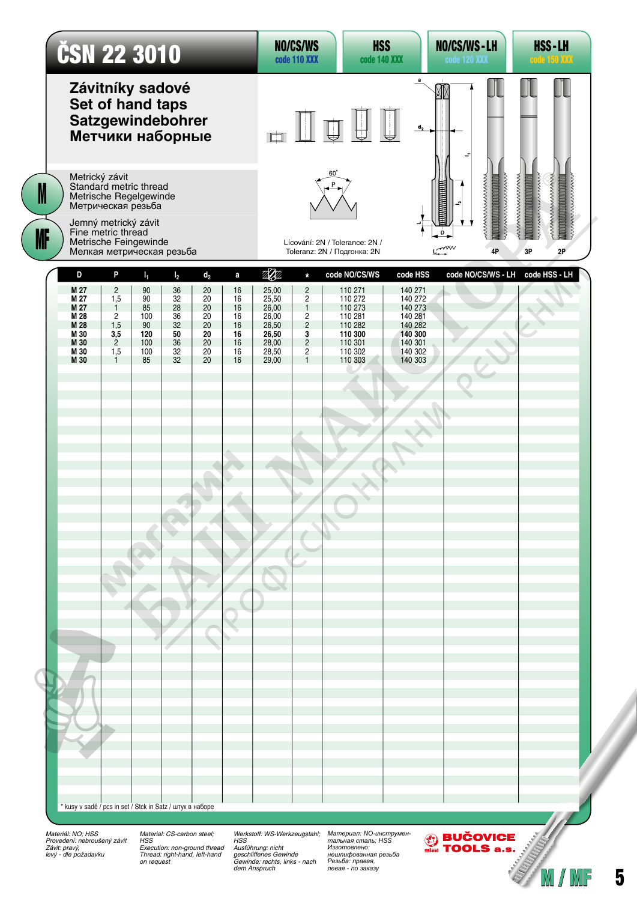# ČSN 22 3010

| NO/CS/WS | HSS | NO/CS/WS - LH | HSS - LH |
|---|---|---|---|
| code 110 XXX | code 140 XXX | code 120 XXX | code 150 XXX |

## Závitníky sadové
## Set of hand taps
## Satzgewindebohrer
## Метчики наборные

**M**
Metrický závit
Standard metric thread
Metrische Regelgewinde
Метрическая резьба

**MF**
Jemný metrický závit
Fine metric thread
Metrische Feingewinde
Мелкая метрическая резьба

60°
P

Lícování: 2N / Tolerance: 2N /
Toleranz: 2N / Подгонка: 2N

a
$d_2$
$l_1$
$l_2$
L
D

4P 3P 2P

| D | P | $l_1$ | $l_2$ | $d_2$ | a | ⌀ | * | code NO/CS/WS | code HSS | code NO/CS/WS - LH | code HSS - LH |
|---|---|---|---|---|---|---|---|---|---|---|---|
| M 27 | 2 | 90 | 36 | 20 | 16 | 25,00 | 2 | 110 271 | 140 271 | | |
| M 27 | 1,5 | 90 | 32 | 20 | 16 | 25,50 | 2 | 110 272 | 140 272 | | |
| M 27 | 1 | 85 | 28 | 20 | 16 | 26,00 | 1 | 110 273 | 140 273 | | |
| M 28 | 2 | 100 | 36 | 20 | 16 | 26,00 | 2 | 110 281 | 140 281 | | |
| M 28 | 1,5 | 90 | 32 | 20 | 16 | 26,50 | 2 | 110 282 | 140 282 | | |
| **M 30** | **3,5** | **120** | **50** | **20** | **16** | **26,50** | **3** | **110 300** | **140 300** | | |
| M 30 | 2 | 100 | 36 | 20 | 16 | 28,00 | 2 | 110 301 | 140 301 | | |
| M 30 | 1,5 | 100 | 32 | 20 | 16 | 28,50 | 2 | 110 302 | 140 302 | | |
| M 30 | 1 | 85 | 32 | 20 | 16 | 29,00 | 1 | 110 303 | 140 303 | | |

* kusy v sadě / pcs in set / Stck in Satz / штук в наборе

*Materiál: NO; HSS*
*Provedení: nebroušený závit*
*Závit: pravý,*
*levý - dle požadavku*

*Material: CS-carbon steel;*
*HSS*
*Execution: non-ground thread*
*Thread: right-hand, left-hand*
*on request*

*Werkstoff: WS-Werkzeugstahl;*
*HSS*
*Ausführung: nicht*
*geschliffenes Gewinde*
*Gewinde: rechts, links - nach*
*dem Anspruch*

*Материал: NO-инструментальная сталь; HSS*
*Изготовлено:*
*нешлифованная резьба*
*Резьба: правая,*
*левая - по заказу*

BUČOVICE TOOLS a.s.

M / MF